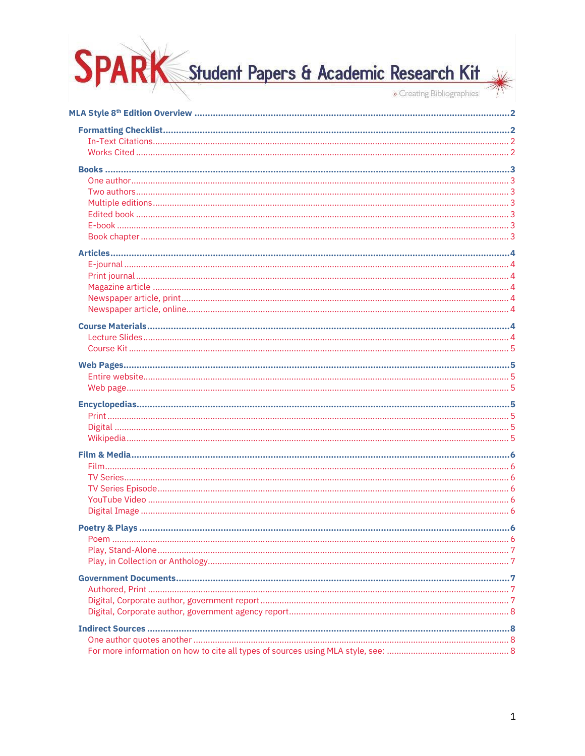# SPARK Student Papers & Academic Research Kit

» Creating Bibliographies

**MLA Style 8th Edition Overview** .......... 2

- **Formatting Checklist** .......... 2
  - In-Text Citations .......... 2
  - Works Cited .......... 2
- **Books** .......... 3
  - One author .......... 3
  - Two authors .......... 3
  - Multiple editions .......... 3
  - Edited book .......... 3
  - E-book .......... 3
  - Book chapter .......... 3
- **Articles** .......... 4
  - E-journal .......... 4
  - Print journal .......... 4
  - Magazine article .......... 4
  - Newspaper article, print .......... 4
  - Newspaper article, online .......... 4
- **Course Materials** .......... 4
  - Lecture Slides .......... 4
  - Course Kit .......... 5
- **Web Pages** .......... 5
  - Entire website .......... 5
  - Web page .......... 5
- **Encyclopedias** .......... 5
  - Print .......... 5
  - Digital .......... 5
  - Wikipedia .......... 5
- **Film & Media** .......... 6
  - Film .......... 6
  - TV Series .......... 6
  - TV Series Episode .......... 6
  - YouTube Video .......... 6
  - Digital Image .......... 6
- **Poetry & Plays** .......... 6
  - Poem .......... 6
  - Play, Stand-Alone .......... 7
  - Play, in Collection or Anthology .......... 7
- **Government Documents** .......... 7
  - Authored, Print .......... 7
  - Digital, Corporate author, government report .......... 7
  - Digital, Corporate author, government agency report .......... 8
- **Indirect Sources** .......... 8
  - One author quotes another .......... 8
  - For more information on how to cite all types of sources using MLA style, see: .......... 8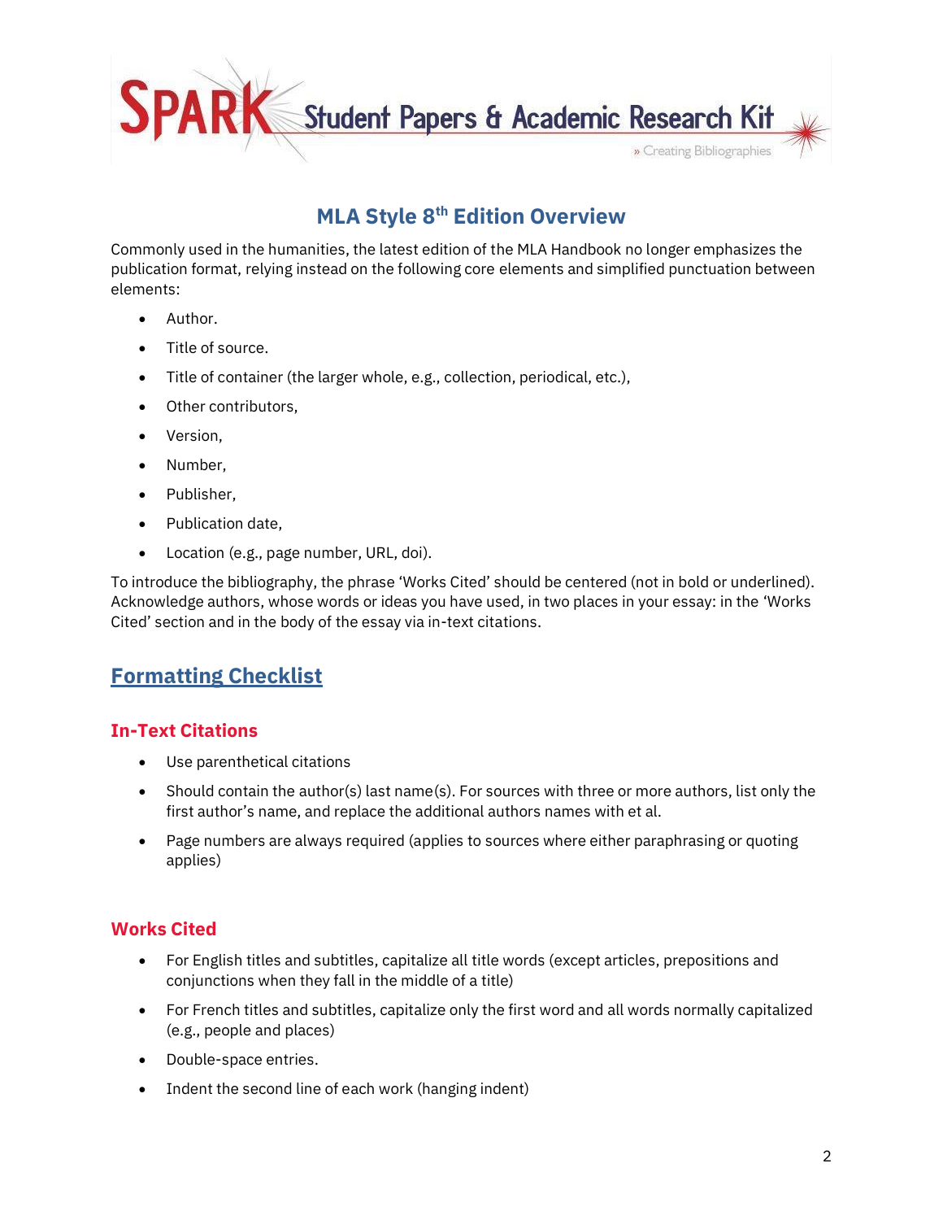## MLA Style 8th Edition Overview

Commonly used in the humanities, the latest edition of the MLA Handbook no longer emphasizes the publication format, relying instead on the following core elements and simplified punctuation between elements:

- Author.
- Title of source.
- Title of container (the larger whole, e.g., collection, periodical, etc.),
- Other contributors,
- Version,
- Number,
- Publisher,
- Publication date,
- Location (e.g., page number, URL, doi).

To introduce the bibliography, the phrase 'Works Cited' should be centered (not in bold or underlined). Acknowledge authors, whose words or ideas you have used, in two places in your essay: in the 'Works Cited' section and in the body of the essay via in-text citations.

## Formatting Checklist

### In-Text Citations

- Use parenthetical citations
- Should contain the author(s) last name(s). For sources with three or more authors, list only the first author's name, and replace the additional authors names with et al.
- Page numbers are always required (applies to sources where either paraphrasing or quoting applies)

### Works Cited

- For English titles and subtitles, capitalize all title words (except articles, prepositions and conjunctions when they fall in the middle of a title)
- For French titles and subtitles, capitalize only the first word and all words normally capitalized (e.g., people and places)
- Double-space entries.
- Indent the second line of each work (hanging indent)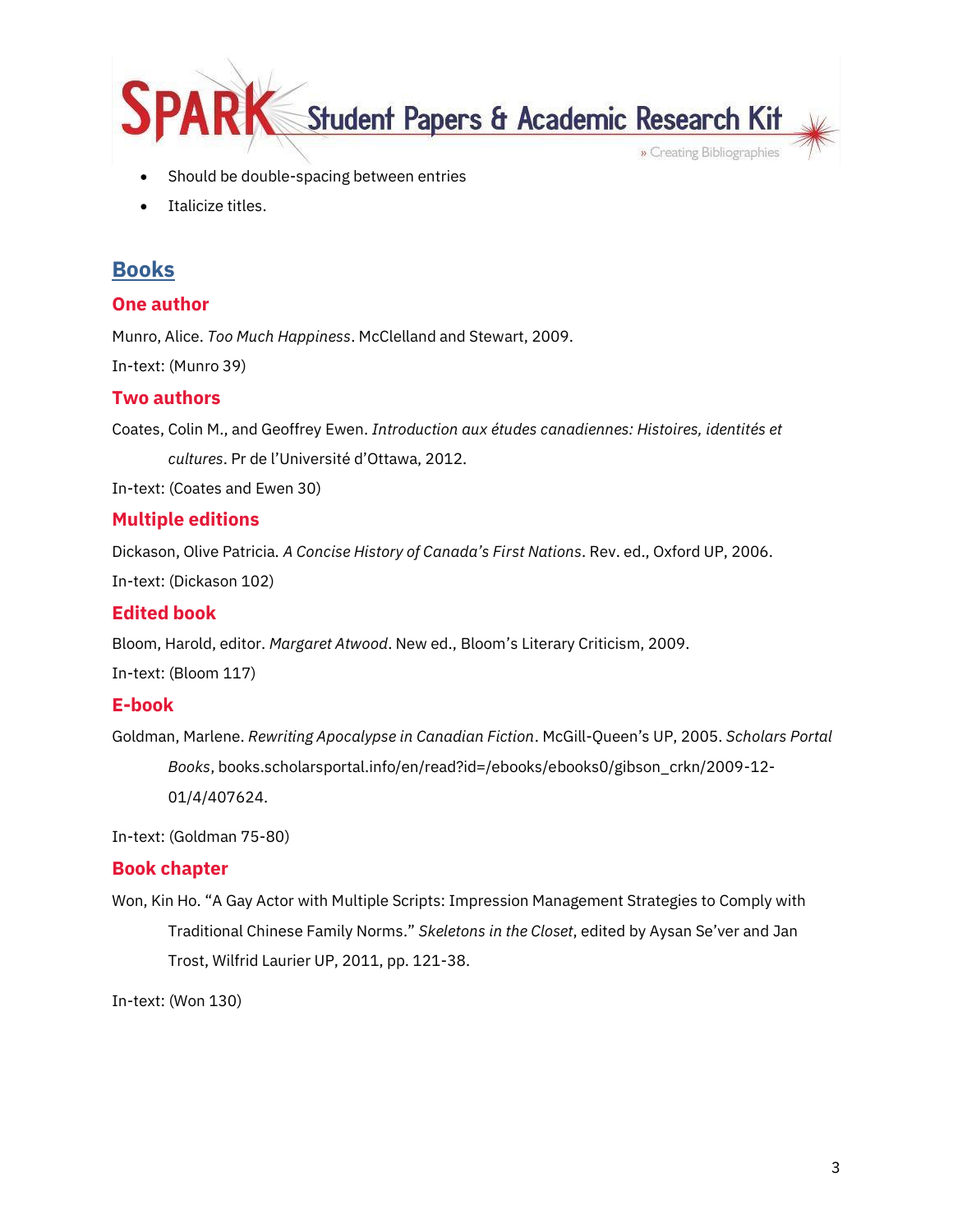- Should be double-spacing between entries
- Italicize titles.

## Books

### One author

Munro, Alice. *Too Much Happiness*. McClelland and Stewart, 2009.

In-text: (Munro 39)

### Two authors

Coates, Colin M., and Geoffrey Ewen. *Introduction aux études canadiennes: Histoires, identités et cultures*. Pr de l'Université d'Ottawa, 2012.

In-text: (Coates and Ewen 30)

### Multiple editions

Dickason, Olive Patricia. *A Concise History of Canada's First Nations*. Rev. ed., Oxford UP, 2006.

In-text: (Dickason 102)

### Edited book

Bloom, Harold, editor. *Margaret Atwood*. New ed., Bloom's Literary Criticism, 2009.

In-text: (Bloom 117)

### E-book

Goldman, Marlene. *Rewriting Apocalypse in Canadian Fiction*. McGill-Queen's UP, 2005. *Scholars Portal Books*, books.scholarsportal.info/en/read?id=/ebooks/ebooks0/gibson_crkn/2009-12-01/4/407624.

In-text: (Goldman 75-80)

### Book chapter

Won, Kin Ho. "A Gay Actor with Multiple Scripts: Impression Management Strategies to Comply with Traditional Chinese Family Norms." *Skeletons in the Closet*, edited by Aysan Se'ver and Jan Trost, Wilfrid Laurier UP, 2011, pp. 121-38.

In-text: (Won 130)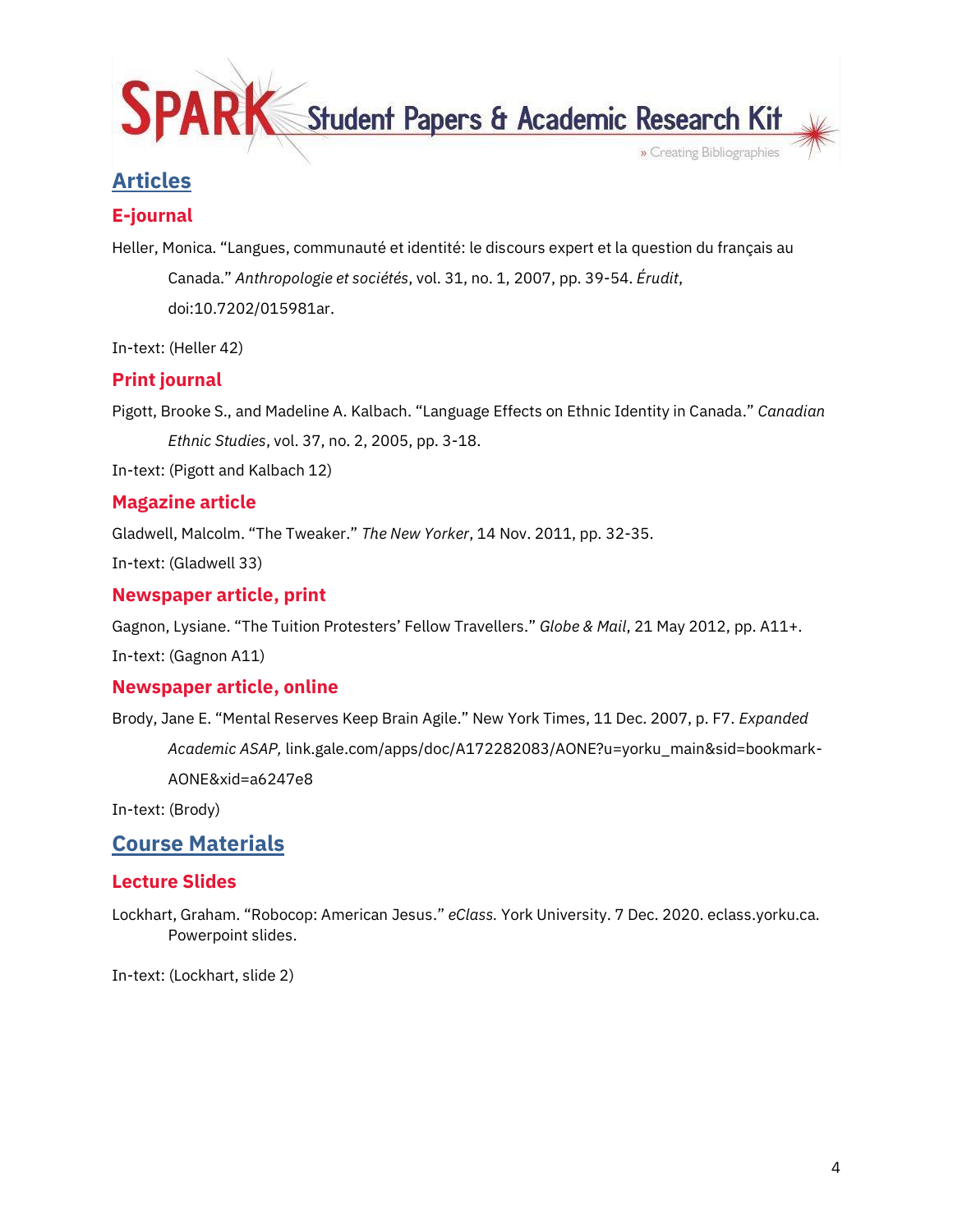## Articles

### E-journal

Heller, Monica. “Langues, communauté et identité: le discours expert et la question du français au Canada.” *Anthropologie et sociétés*, vol. 31, no. 1, 2007, pp. 39-54. *Érudit*, doi:10.7202/015981ar.

In-text: (Heller 42)

### Print journal

Pigott, Brooke S., and Madeline A. Kalbach. “Language Effects on Ethnic Identity in Canada.” *Canadian Ethnic Studies*, vol. 37, no. 2, 2005, pp. 3-18.

In-text: (Pigott and Kalbach 12)

### Magazine article

Gladwell, Malcolm. “The Tweaker.” *The New Yorker*, 14 Nov. 2011, pp. 32-35.

In-text: (Gladwell 33)

### Newspaper article, print

Gagnon, Lysiane. “The Tuition Protesters’ Fellow Travellers.” *Globe & Mail*, 21 May 2012, pp. A11+.

In-text: (Gagnon A11)

### Newspaper article, online

Brody, Jane E. “Mental Reserves Keep Brain Agile.” New York Times, 11 Dec. 2007, p. F7. *Expanded Academic ASAP,* link.gale.com/apps/doc/A172282083/AONE?u=yorku_main&sid=bookmark-AONE&xid=a6247e8

In-text: (Brody)

## Course Materials

### Lecture Slides

Lockhart, Graham. “Robocop: American Jesus.” *eClass.* York University. 7 Dec. 2020. eclass.yorku.ca. Powerpoint slides.

In-text: (Lockhart, slide 2)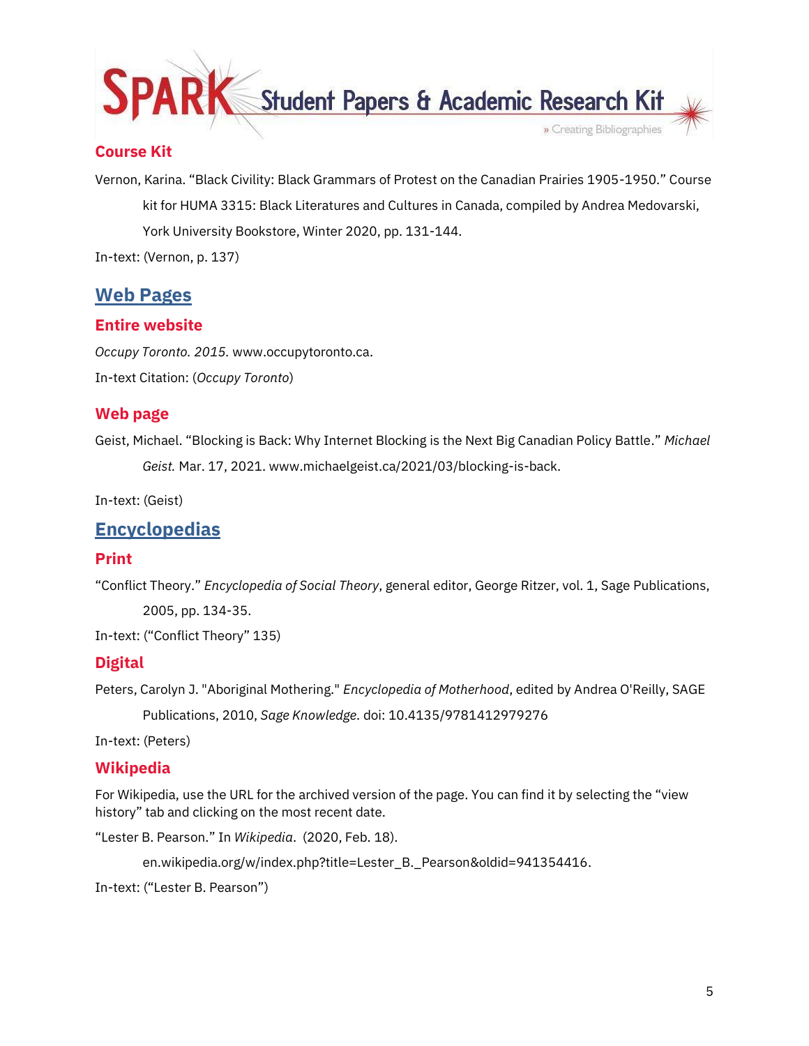### Course Kit

Vernon, Karina. "Black Civility: Black Grammars of Protest on the Canadian Prairies 1905-1950." Course kit for HUMA 3315: Black Literatures and Cultures in Canada, compiled by Andrea Medovarski, York University Bookstore, Winter 2020, pp. 131-144.

In-text: (Vernon, p. 137)

## Web Pages

### Entire website

*Occupy Toronto. 2015.* www.occupytoronto.ca.

In-text Citation: (*Occupy Toronto*)

### Web page

Geist, Michael. "Blocking is Back: Why Internet Blocking is the Next Big Canadian Policy Battle." *Michael Geist.* Mar. 17, 2021. www.michaelgeist.ca/2021/03/blocking-is-back.

In-text: (Geist)

## Encyclopedias

### Print

"Conflict Theory." *Encyclopedia of Social Theory*, general editor, George Ritzer, vol. 1, Sage Publications, 2005, pp. 134-35.

In-text: ("Conflict Theory" 135)

### Digital

Peters, Carolyn J. "Aboriginal Mothering." *Encyclopedia of Motherhood*, edited by Andrea O'Reilly, SAGE Publications, 2010, *Sage Knowledge*. doi: 10.4135/9781412979276

In-text: (Peters)

### Wikipedia

For Wikipedia, use the URL for the archived version of the page. You can find it by selecting the "view history" tab and clicking on the most recent date.

"Lester B. Pearson." In *Wikipedia*. (2020, Feb. 18). en.wikipedia.org/w/index.php?title=Lester_B._Pearson&oldid=941354416.

In-text: ("Lester B. Pearson")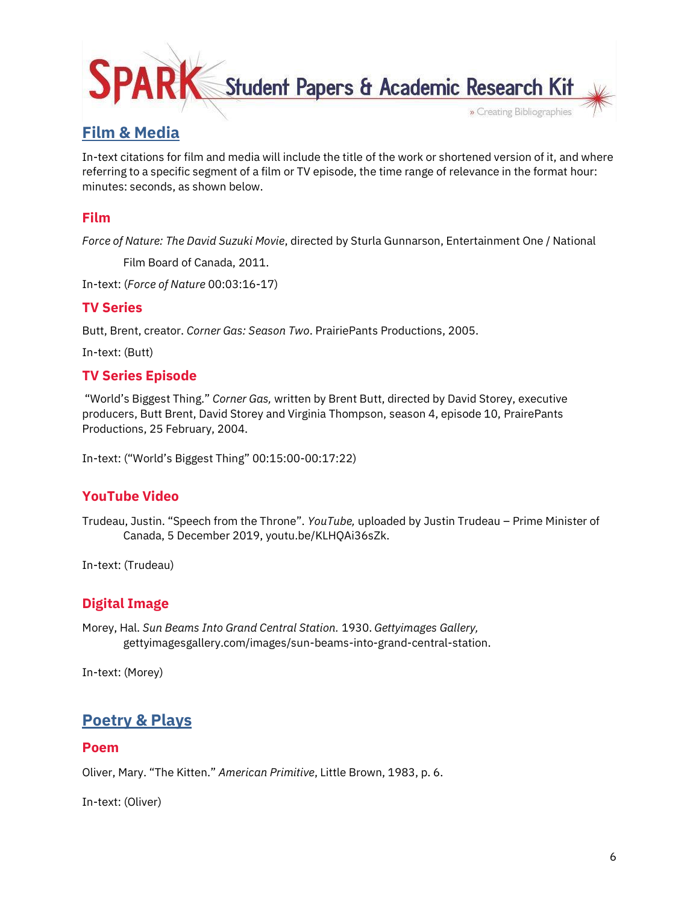## Film & Media

In-text citations for film and media will include the title of the work or shortened version of it, and where referring to a specific segment of a film or TV episode, the time range of relevance in the format hour: minutes: seconds, as shown below.

### Film

*Force of Nature: The David Suzuki Movie*, directed by Sturla Gunnarson, Entertainment One / National Film Board of Canada, 2011.

In-text: (*Force of Nature* 00:03:16-17)

### TV Series

Butt, Brent, creator. *Corner Gas: Season Two*. PrairiePants Productions, 2005.

In-text: (Butt)

### TV Series Episode

"World's Biggest Thing." *Corner Gas,* written by Brent Butt, directed by David Storey, executive producers, Butt Brent, David Storey and Virginia Thompson, season 4, episode 10, PrairePants Productions, 25 February, 2004.

In-text: ("World's Biggest Thing" 00:15:00-00:17:22)

### YouTube Video

Trudeau, Justin. "Speech from the Throne". *YouTube,* uploaded by Justin Trudeau – Prime Minister of Canada, 5 December 2019, youtu.be/KLHQAi36sZk.

In-text: (Trudeau)

### Digital Image

Morey, Hal. *Sun Beams Into Grand Central Station.* 1930. *Gettyimages Gallery,* gettyimagesgallery.com/images/sun-beams-into-grand-central-station.

In-text: (Morey)

## Poetry & Plays

### Poem

Oliver, Mary. "The Kitten." *American Primitive*, Little Brown, 1983, p. 6.

In-text: (Oliver)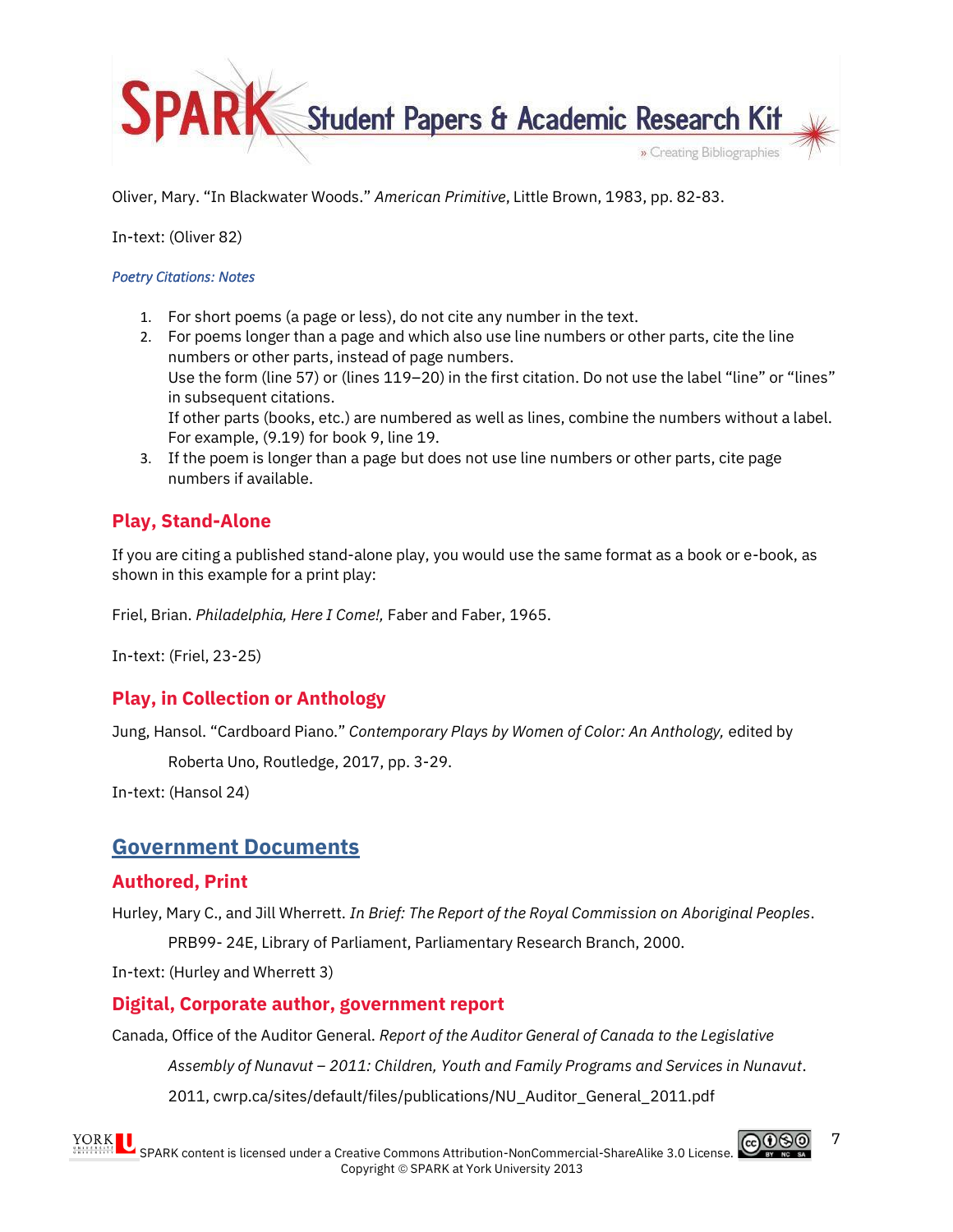Oliver, Mary. "In Blackwater Woods." *American Primitive*, Little Brown, 1983, pp. 82-83.

In-text: (Oliver 82)

*Poetry Citations: Notes*

1. For short poems (a page or less), do not cite any number in the text.
2. For poems longer than a page and which also use line numbers or other parts, cite the line numbers or other parts, instead of page numbers.
   Use the form (line 57) or (lines 119–20) in the first citation. Do not use the label "line" or "lines" in subsequent citations.
   If other parts (books, etc.) are numbered as well as lines, combine the numbers without a label. For example, (9.19) for book 9, line 19.
3. If the poem is longer than a page but does not use line numbers or other parts, cite page numbers if available.

### Play, Stand-Alone

If you are citing a published stand-alone play, you would use the same format as a book or e-book, as shown in this example for a print play:

Friel, Brian. *Philadelphia, Here I Come!,* Faber and Faber, 1965.

In-text: (Friel, 23-25)

### Play, in Collection or Anthology

Jung, Hansol. "Cardboard Piano." *Contemporary Plays by Women of Color: An Anthology,* edited by Roberta Uno, Routledge, 2017, pp. 3-29.

In-text: (Hansol 24)

## Government Documents

### Authored, Print

Hurley, Mary C., and Jill Wherrett. *In Brief: The Report of the Royal Commission on Aboriginal Peoples*. PRB99- 24E, Library of Parliament, Parliamentary Research Branch, 2000.

In-text: (Hurley and Wherrett 3)

### Digital, Corporate author, government report

Canada, Office of the Auditor General. *Report of the Auditor General of Canada to the Legislative Assembly of Nunavut – 2011: Children, Youth and Family Programs and Services in Nunavut*. 2011, cwrp.ca/sites/default/files/publications/NU_Auditor_General_2011.pdf

SPARK content is licensed under a Creative Commons Attribution-NonCommercial-ShareAlike 3.0 License.
Copyright © SPARK at York University 2013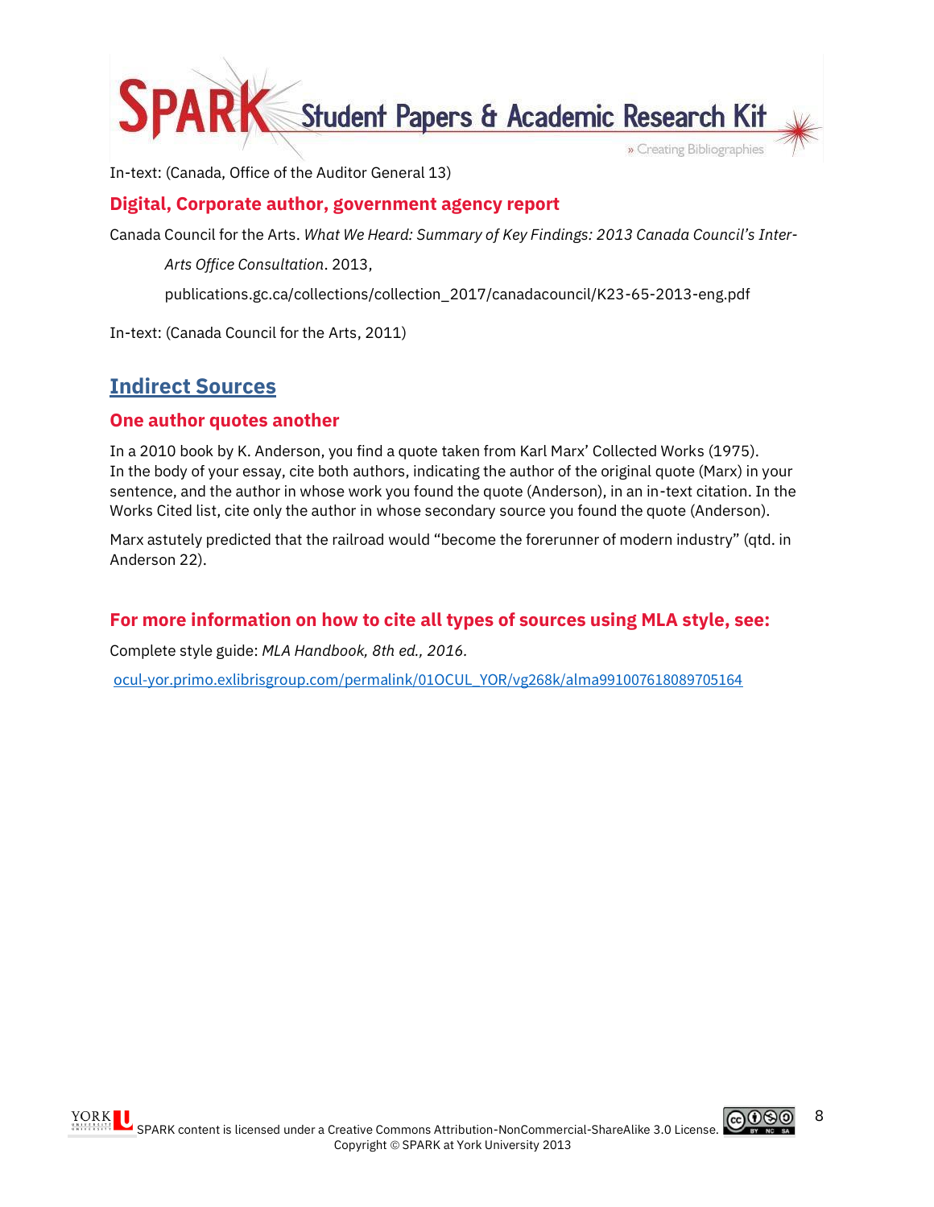In-text: (Canada, Office of the Auditor General 13)

### Digital, Corporate author, government agency report

Canada Council for the Arts. *What We Heard: Summary of Key Findings: 2013 Canada Council's Inter-Arts Office Consultation*. 2013, publications.gc.ca/collections/collection_2017/canadacouncil/K23-65-2013-eng.pdf

In-text: (Canada Council for the Arts, 2011)

## Indirect Sources

### One author quotes another

In a 2010 book by K. Anderson, you find a quote taken from Karl Marx' Collected Works (1975). In the body of your essay, cite both authors, indicating the author of the original quote (Marx) in your sentence, and the author in whose work you found the quote (Anderson), in an in-text citation. In the Works Cited list, cite only the author in whose secondary source you found the quote (Anderson).

Marx astutely predicted that the railroad would "become the forerunner of modern industry" (qtd. in Anderson 22).

### For more information on how to cite all types of sources using MLA style, see:

Complete style guide: *MLA Handbook, 8th ed., 2016.*

ocul-yor.primo.exlibrisgroup.com/permalink/01OCUL_YOR/vg268k/alma991007618089705164